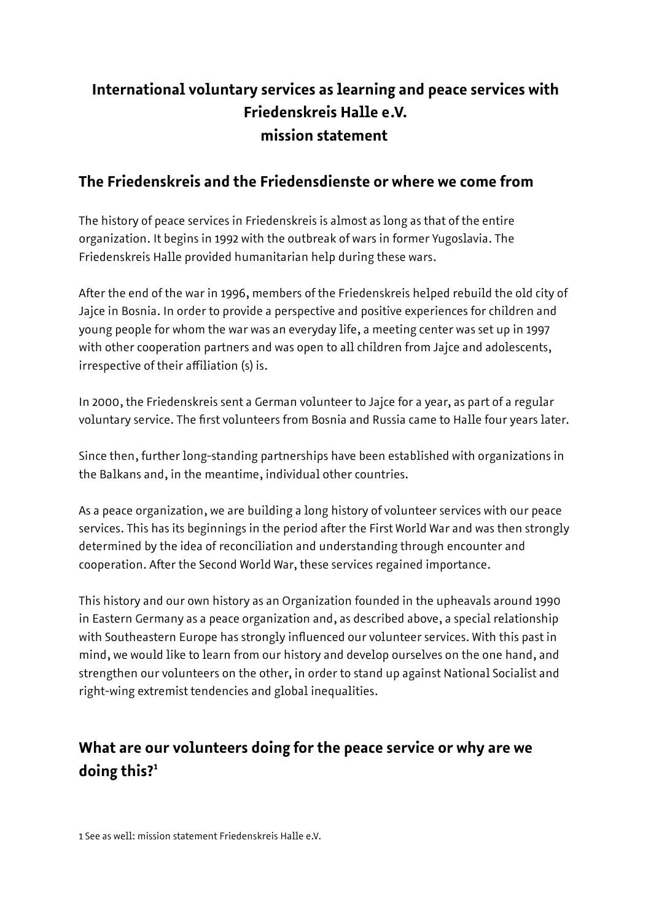# International voluntary services as learning and peace services with Friedenskreis Halle e.V. mission statement

## The Friedenskreis and the Friedensdienste or where we come from

The history of peace services in Friedenskreis is almost as long as that of the entire organization. It begins in 1992 with the outbreak of wars in former Yugoslavia. The Friedenskreis Halle provided humanitarian help during these wars.

After the end of the war in 1996, members of the Friedenskreis helped rebuild the old city of Jajce in Bosnia. In order to provide a perspective and positive experiences for children and young people for whom the war was an everyday life, a meeting center was set up in 1997 with other cooperation partners and was open to all children from Jajce and adolescents, irrespective of their affiliation (s) is.

In 2000, the Friedenskreis sent a German volunteer to Jajce for a year, as part of a regular voluntary service. The first volunteers from Bosnia and Russia came to Halle four years later.

Since then, further long-standing partnerships have been established with organizations in the Balkans and, in the meantime, individual other countries.

As a peace organization, we are building a long history of volunteer services with our peace services. This has its beginnings in the period after the First World War and was then strongly determined by the idea of reconciliation and understanding through encounter and cooperation. After the Second World War, these services regained importance.

This history and our own history as an Organization founded in the upheavals around 1990 in Eastern Germany as a peace organization and, as described above, a special relationship with Southeastern Europe has strongly influenced our volunteer services. With this past in mind, we would like to learn from our history and develop ourselves on the one hand, and strengthen our volunteers on the other, in order to stand up against National Socialist and right-wing extremist tendencies and global inequalities.

## What are our volunteers doing for the peace service or why are we doing this?[1]

[1] See as well: mission statement Friedenskreis Halle e.V.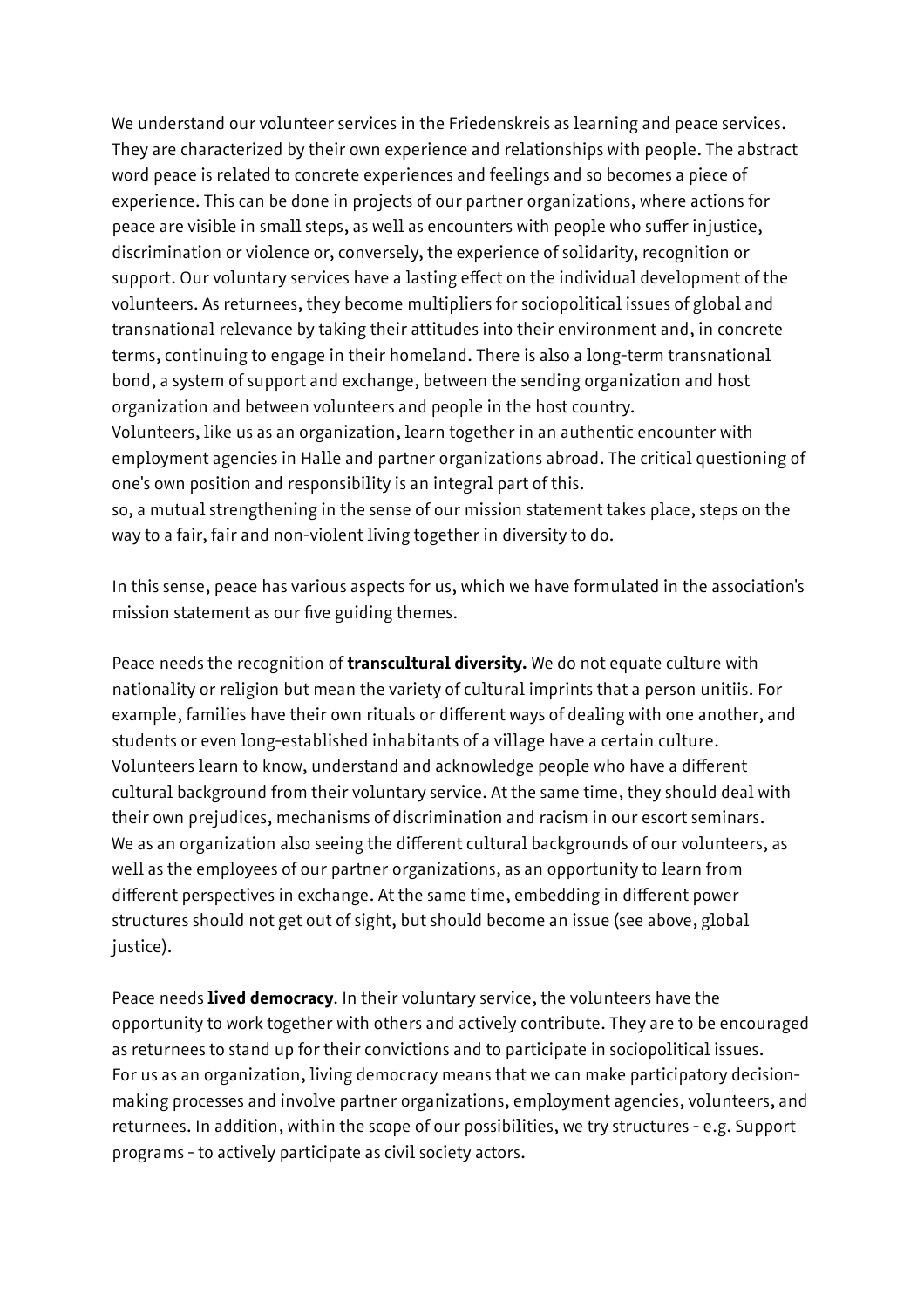We understand our volunteer services in the Friedenskreis as learning and peace services. They are characterized by their own experience and relationships with people. The abstract word peace is related to concrete experiences and feelings and so becomes a piece of experience. This can be done in projects of our partner organizations, where actions for peace are visible in small steps, as well as encounters with people who suffer injustice, discrimination or violence or, conversely, the experience of solidarity, recognition or support. Our voluntary services have a lasting effect on the individual development of the volunteers. As returnees, they become multipliers for sociopolitical issues of global and transnational relevance by taking their attitudes into their environment and, in concrete terms, continuing to engage in their homeland. There is also a long-term transnational bond, a system of support and exchange, between the sending organization and host organization and between volunteers and people in the host country.
Volunteers, like us as an organization, learn together in an authentic encounter with employment agencies in Halle and partner organizations abroad. The critical questioning of one's own position and responsibility is an integral part of this.
so, a mutual strengthening in the sense of our mission statement takes place, steps on the way to a fair, fair and non-violent living together in diversity to do.

In this sense, peace has various aspects for us, which we have formulated in the association's mission statement as our five guiding themes.

Peace needs the recognition of **transcultural diversity.** We do not equate culture with nationality or religion but mean the variety of cultural imprints that a person unitiis. For example, families have their own rituals or different ways of dealing with one another, and students or even long-established inhabitants of a village have a certain culture. Volunteers learn to know, understand and acknowledge people who have a different cultural background from their voluntary service. At the same time, they should deal with their own prejudices, mechanisms of discrimination and racism in our escort seminars. We as an organization also seeing the different cultural backgrounds of our volunteers, as well as the employees of our partner organizations, as an opportunity to learn from different perspectives in exchange. At the same time, embedding in different power structures should not get out of sight, but should become an issue (see above, global justice).

Peace needs **lived democracy**. In their voluntary service, the volunteers have the opportunity to work together with others and actively contribute. They are to be encouraged as returnees to stand up for their convictions and to participate in sociopolitical issues. For us as an organization, living democracy means that we can make participatory decision-making processes and involve partner organizations, employment agencies, volunteers, and returnees. In addition, within the scope of our possibilities, we try structures - e.g. Support programs - to actively participate as civil society actors.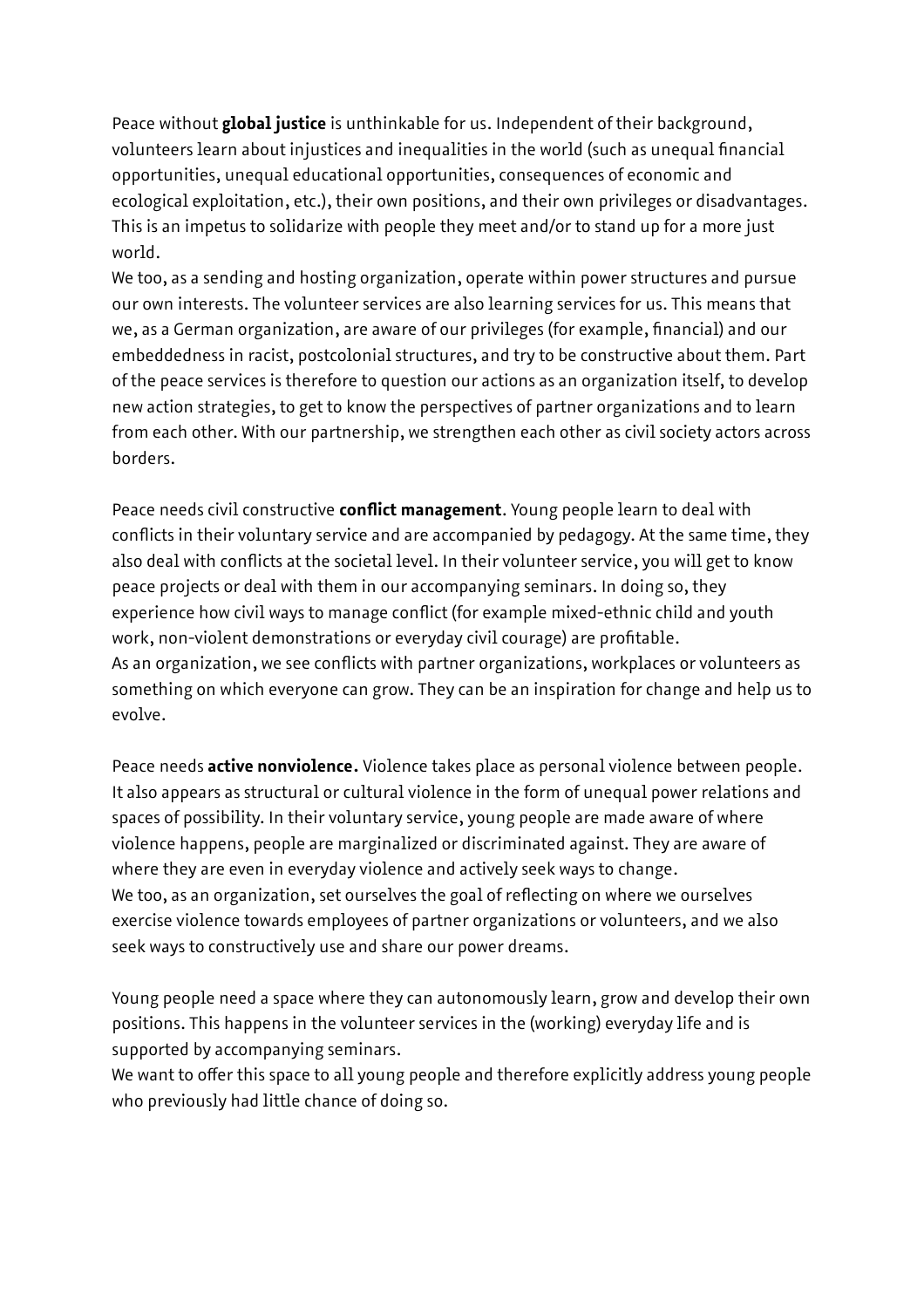Peace without **global justice** is unthinkable for us. Independent of their background, volunteers learn about injustices and inequalities in the world (such as unequal financial opportunities, unequal educational opportunities, consequences of economic and ecological exploitation, etc.), their own positions, and their own privileges or disadvantages. This is an impetus to solidarize with people they meet and/or to stand up for a more just world.
We too, as a sending and hosting organization, operate within power structures and pursue our own interests. The volunteer services are also learning services for us. This means that we, as a German organization, are aware of our privileges (for example, financial) and our embeddedness in racist, postcolonial structures, and try to be constructive about them. Part of the peace services is therefore to question our actions as an organization itself, to develop new action strategies, to get to know the perspectives of partner organizations and to learn from each other. With our partnership, we strengthen each other as civil society actors across borders.

Peace needs civil constructive **conflict management**. Young people learn to deal with conflicts in their voluntary service and are accompanied by pedagogy. At the same time, they also deal with conflicts at the societal level. In their volunteer service, you will get to know peace projects or deal with them in our accompanying seminars. In doing so, they experience how civil ways to manage conflict (for example mixed-ethnic child and youth work, non-violent demonstrations or everyday civil courage) are profitable.
As an organization, we see conflicts with partner organizations, workplaces or volunteers as something on which everyone can grow. They can be an inspiration for change and help us to evolve.

Peace needs **active nonviolence.** Violence takes place as personal violence between people. It also appears as structural or cultural violence in the form of unequal power relations and spaces of possibility. In their voluntary service, young people are made aware of where violence happens, people are marginalized or discriminated against. They are aware of where they are even in everyday violence and actively seek ways to change.
We too, as an organization, set ourselves the goal of reflecting on where we ourselves exercise violence towards employees of partner organizations or volunteers, and we also seek ways to constructively use and share our power dreams.

Young people need a space where they can autonomously learn, grow and develop their own positions. This happens in the volunteer services in the (working) everyday life and is supported by accompanying seminars.
We want to offer this space to all young people and therefore explicitly address young people who previously had little chance of doing so.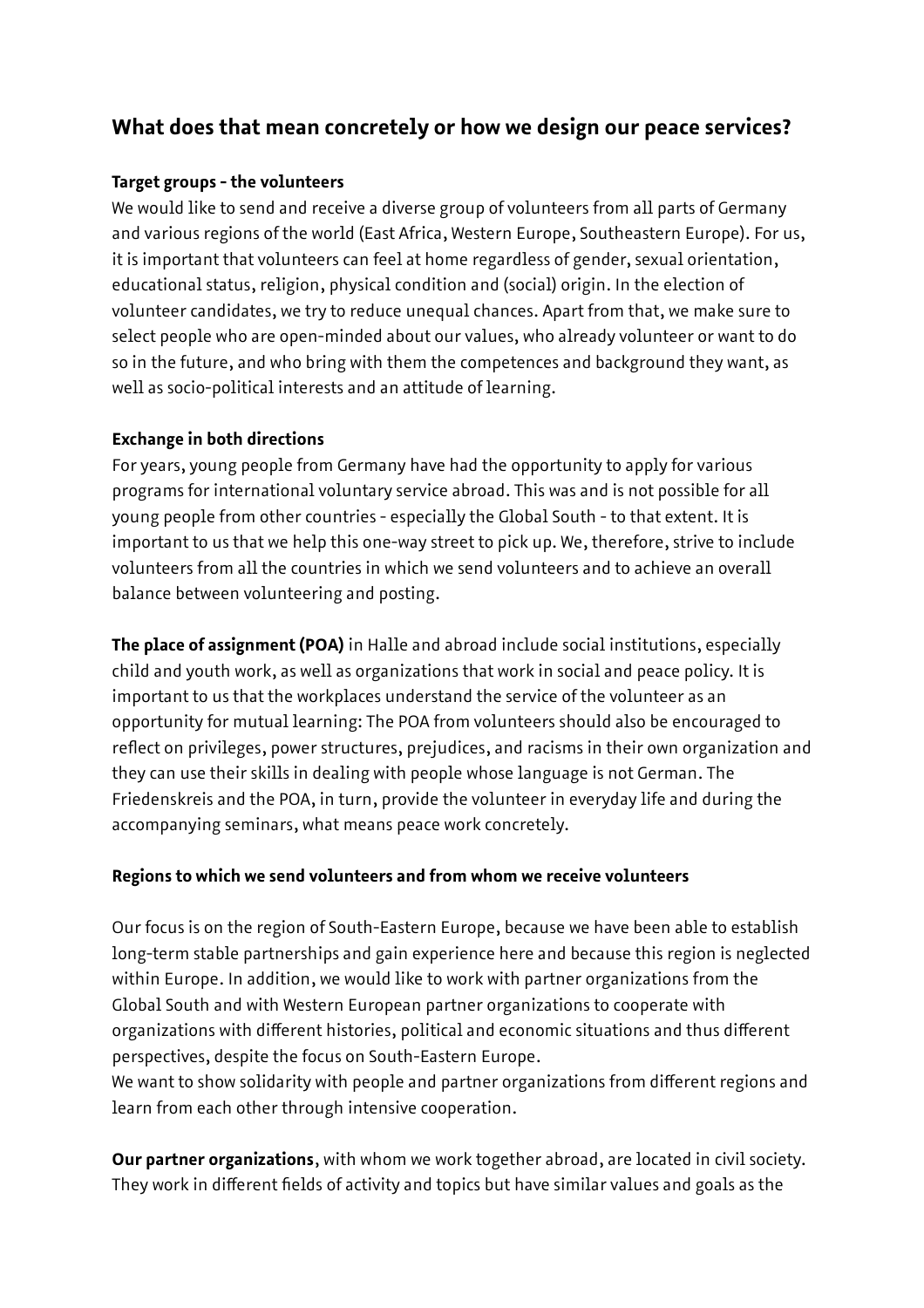## What does that mean concretely or how we design our peace services?

**Target groups - the volunteers**

We would like to send and receive a diverse group of volunteers from all parts of Germany and various regions of the world (East Africa, Western Europe, Southeastern Europe). For us, it is important that volunteers can feel at home regardless of gender, sexual orientation, educational status, religion, physical condition and (social) origin. In the election of volunteer candidates, we try to reduce unequal chances. Apart from that, we make sure to select people who are open-minded about our values, who already volunteer or want to do so in the future, and who bring with them the competences and background they want, as well as socio-political interests and an attitude of learning.

**Exchange in both directions**

For years, young people from Germany have had the opportunity to apply for various programs for international voluntary service abroad. This was and is not possible for all young people from other countries - especially the Global South - to that extent. It is important to us that we help this one-way street to pick up. We, therefore, strive to include volunteers from all the countries in which we send volunteers and to achieve an overall balance between volunteering and posting.

**The place of assignment (POA)** in Halle and abroad include social institutions, especially child and youth work, as well as organizations that work in social and peace policy. It is important to us that the workplaces understand the service of the volunteer as an opportunity for mutual learning: The POA from volunteers should also be encouraged to reflect on privileges, power structures, prejudices, and racisms in their own organization and they can use their skills in dealing with people whose language is not German. The Friedenskreis and the POA, in turn, provide the volunteer in everyday life and during the accompanying seminars, what means peace work concretely.

**Regions to which we send volunteers and from whom we receive volunteers**

Our focus is on the region of South-Eastern Europe, because we have been able to establish long-term stable partnerships and gain experience here and because this region is neglected within Europe. In addition, we would like to work with partner organizations from the Global South and with Western European partner organizations to cooperate with organizations with different histories, political and economic situations and thus different perspectives, despite the focus on South-Eastern Europe.
We want to show solidarity with people and partner organizations from different regions and learn from each other through intensive cooperation.

**Our partner organizations**, with whom we work together abroad, are located in civil society. They work in different fields of activity and topics but have similar values and goals as the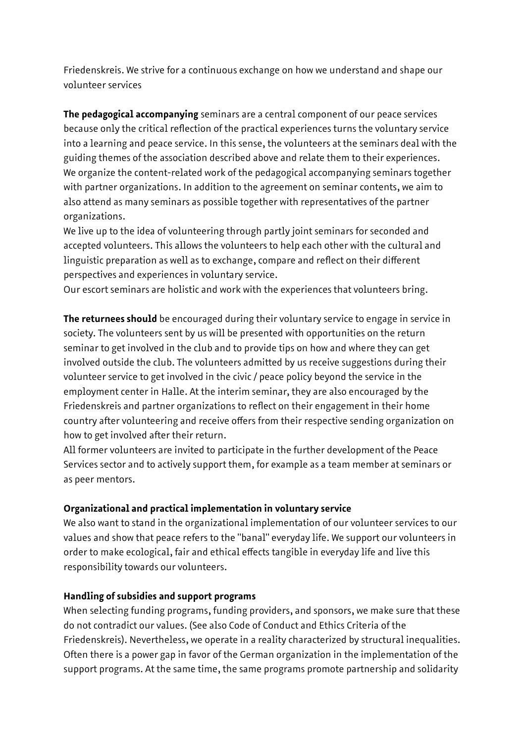Friedenskreis. We strive for a continuous exchange on how we understand and shape our volunteer services

**The pedagogical accompanying** seminars are a central component of our peace services because only the critical reflection of the practical experiences turns the voluntary service into a learning and peace service. In this sense, the volunteers at the seminars deal with the guiding themes of the association described above and relate them to their experiences. We organize the content-related work of the pedagogical accompanying seminars together with partner organizations. In addition to the agreement on seminar contents, we aim to also attend as many seminars as possible together with representatives of the partner organizations.
We live up to the idea of volunteering through partly joint seminars for seconded and accepted volunteers. This allows the volunteers to help each other with the cultural and linguistic preparation as well as to exchange, compare and reflect on their different perspectives and experiences in voluntary service.
Our escort seminars are holistic and work with the experiences that volunteers bring.

**The returnees should** be encouraged during their voluntary service to engage in service in society. The volunteers sent by us will be presented with opportunities on the return seminar to get involved in the club and to provide tips on how and where they can get involved outside the club. The volunteers admitted by us receive suggestions during their volunteer service to get involved in the civic / peace policy beyond the service in the employment center in Halle. At the interim seminar, they are also encouraged by the Friedenskreis and partner organizations to reflect on their engagement in their home country after volunteering and receive offers from their respective sending organization on how to get involved after their return.
All former volunteers are invited to participate in the further development of the Peace Services sector and to actively support them, for example as a team member at seminars or as peer mentors.

**Organizational and practical implementation in voluntary service**
We also want to stand in the organizational implementation of our volunteer services to our values and show that peace refers to the "banal" everyday life. We support our volunteers in order to make ecological, fair and ethical effects tangible in everyday life and live this responsibility towards our volunteers.

**Handling of subsidies and support programs**
When selecting funding programs, funding providers, and sponsors, we make sure that these do not contradict our values. (See also Code of Conduct and Ethics Criteria of the Friedenskreis). Nevertheless, we operate in a reality characterized by structural inequalities. Often there is a power gap in favor of the German organization in the implementation of the support programs. At the same time, the same programs promote partnership and solidarity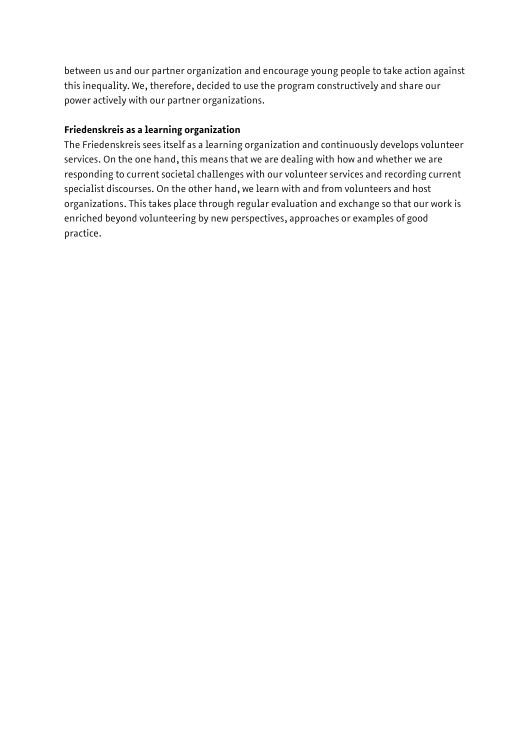between us and our partner organization and encourage young people to take action against this inequality. We, therefore, decided to use the program constructively and share our power actively with our partner organizations.

**Friedenskreis as a learning organization**

The Friedenskreis sees itself as a learning organization and continuously develops volunteer services. On the one hand, this means that we are dealing with how and whether we are responding to current societal challenges with our volunteer services and recording current specialist discourses. On the other hand, we learn with and from volunteers and host organizations. This takes place through regular evaluation and exchange so that our work is enriched beyond volunteering by new perspectives, approaches or examples of good practice.